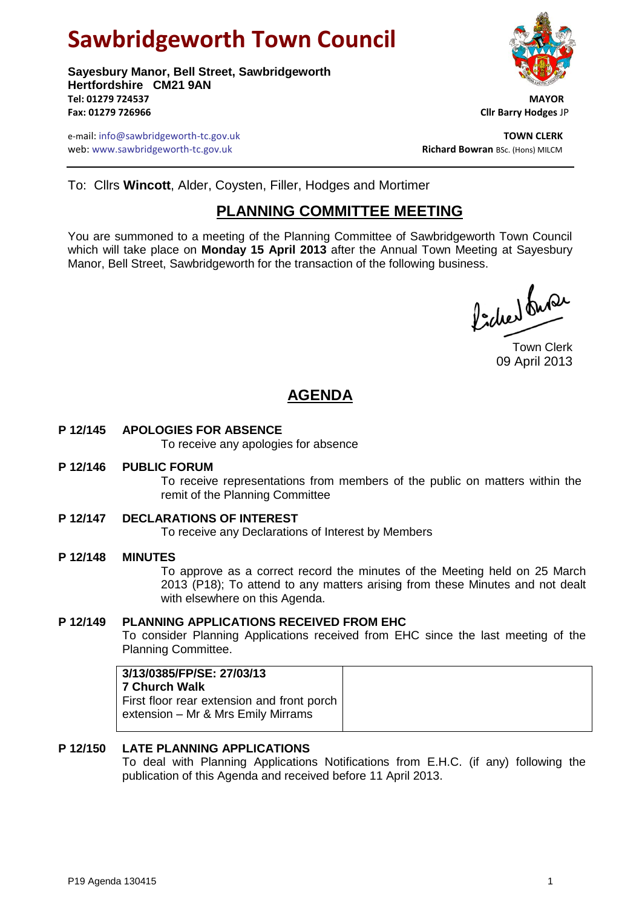# Sawbridgeworth Town Council

**Sayesbury Manor, Bell Street, Sawbridgeworth**
**Hertfordshire CM21 9AN**
**Tel: 01279 724537**
**Fax: 01279 726966**

**MAYOR**
**Cllr Barry Hodges** JP

e-mail: info@sawbridgeworth-tc.gov.uk
web: www.sawbridgeworth-tc.gov.uk

**TOWN CLERK**
**Richard Bowran** BSc. (Hons) MILCM

To: Cllrs **Wincott**, Alder, Coysten, Filler, Hodges and Mortimer

## PLANNING COMMITTEE MEETING

You are summoned to a meeting of the Planning Committee of Sawbridgeworth Town Council which will take place on **Monday 15 April 2013** after the Annual Town Meeting at Sayesbury Manor, Bell Street, Sawbridgeworth for the transaction of the following business.

Town Clerk
09 April 2013

## AGENDA

**P 12/145 APOLOGIES FOR ABSENCE**

To receive any apologies for absence

**P 12/146 PUBLIC FORUM**

To receive representations from members of the public on matters within the remit of the Planning Committee

**P 12/147 DECLARATIONS OF INTEREST**

To receive any Declarations of Interest by Members

**P 12/148 MINUTES**

To approve as a correct record the minutes of the Meeting held on 25 March 2013 (P18); To attend to any matters arising from these Minutes and not dealt with elsewhere on this Agenda.

**P 12/149 PLANNING APPLICATIONS RECEIVED FROM EHC**

To consider Planning Applications received from EHC since the last meeting of the Planning Committee.

| **3/13/0385/FP/SE: 27/03/13**<br>**7 Church Walk**<br>First floor rear extension and front porch extension – Mr & Mrs Emily Mirrams | |
|---|---|

**P 12/150 LATE PLANNING APPLICATIONS**

To deal with Planning Applications Notifications from E.H.C. (if any) following the publication of this Agenda and received before 11 April 2013.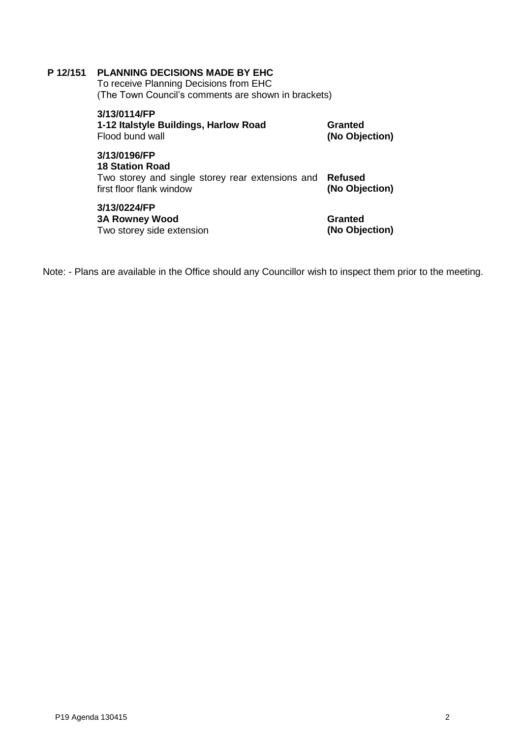**P 12/151 PLANNING DECISIONS MADE BY EHC**

To receive Planning Decisions from EHC
(The Town Council's comments are shown in brackets)

**3/13/0114/FP**
**1-12 Italstyle Buildings, Harlow Road** — **Granted**
Flood bund wall — **(No Objection)**

**3/13/0196/FP**
**18 Station Road**
Two storey and single storey rear extensions and first floor flank window — **Refused** **(No Objection)**

**3/13/0224/FP**
**3A Rowney Wood** — **Granted**
Two storey side extension — **(No Objection)**

Note: - Plans are available in the Office should any Councillor wish to inspect them prior to the meeting.

P19 Agenda 130415